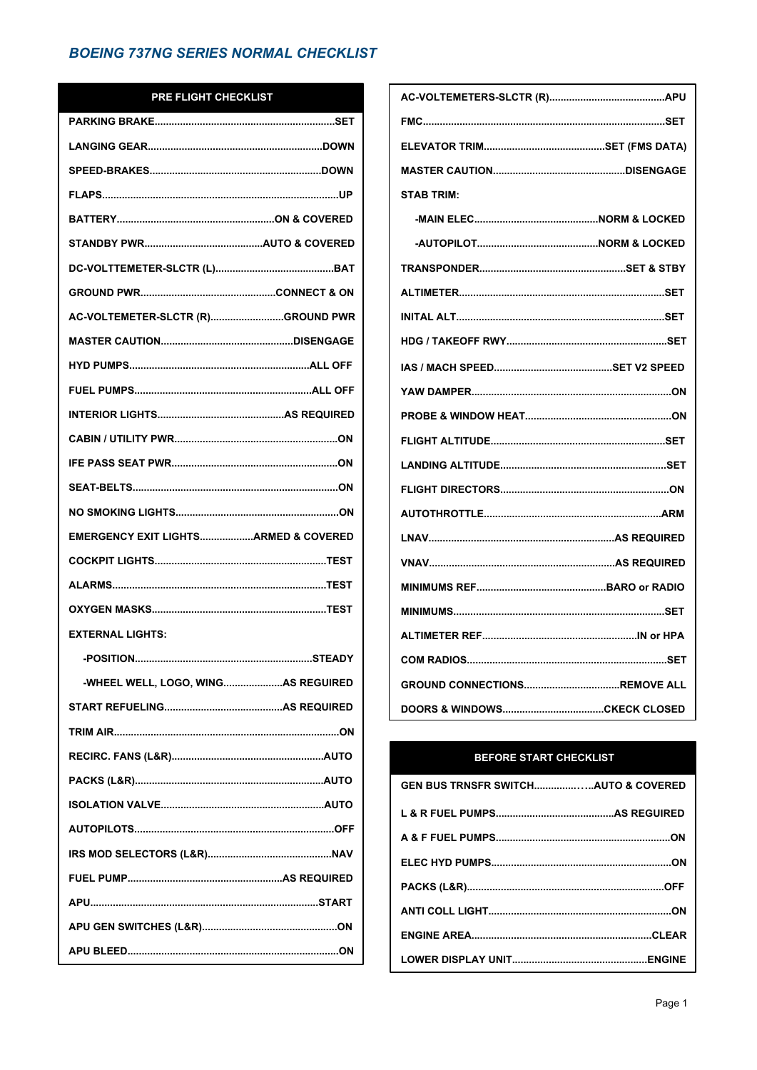# BOEING 737NG SERIES NORMAL CHECKLIST

## PRE FLIGHT CHECKLIST

PARKING BRAKE...............................................................SET

LANGING GEAR.............................................................DOWN

SPEED-BRAKES............................................................DOWN

FLAPS..................................................................................UP

BATTERY.......................................................ON & COVERED

STANDBY PWR.........................................AUTO & COVERED

DC-VOLTTEMETER-SLCTR (L).........................................BAT

GROUND PWR...............................................CONNECT & ON

AC-VOLTEMETER-SLCTR (R).........................GROUND PWR

MASTER CAUTION..............................................DISENGAGE

HYD PUMPS...............................................................ALL OFF

FUEL PUMPS.............................................................ALL OFF

INTERIOR LIGHTS............................................AS REQUIRED

CABIN / UTILITY PWR........................................................ON

IFE PASS SEAT PWR..........................................................ON

SEAT-BELTS.......................................................................ON

NO SMOKING LIGHTS........................................................ON

EMERGENCY EXIT LIGHTS..................ARMED & COVERED

COCKPIT LIGHTS...........................................................TEST

ALARMS..........................................................................TEST

OXYGEN MASKS............................................................TEST

EXTERNAL LIGHTS:

- -POSITION.............................................................STEADY
- -WHEEL WELL, LOGO, WING.....................AS REQUIRED

START REFUELING.........................................AS REQUIRED

TRIM AIR..............................................................................ON

RECIRC. FANS (L&R).....................................................AUTO

PACKS (L&R).................................................................AUTO

ISOLATION VALVE.........................................................AUTO

AUTOPILOTS.....................................................................OFF

IRS MOD SELECTORS (L&R)...........................................NAV

FUEL PUMP......................................................AS REQUIRED

APU...............................................................................START

APU GEN SWITCHES (L&R)...............................................ON

APU BLEED........................................................................ON

AC-VOLTEMETERS-SLCTR (R).........................................APU

FMC...................................................................................SET

ELEVATOR TRIM..........................................SET (FMS DATA)

MASTER CAUTION..............................................DISENGAGE

STAB TRIM:

- -MAIN ELEC...........................................NORM & LOCKED
- -AUTOPILOT..........................................NORM & LOCKED

TRANSPONDER..................................................SET & STBY

ALTIMETER.......................................................................SET

INITAL ALT........................................................................SET

HDG / TAKEOFF RWY.......................................................SET

IAS / MACH SPEED.........................................SET V2 SPEED

YAW DAMPER.....................................................................ON

PROBE & WINDOW HEAT...................................................ON

FLIGHT ALTITUDE............................................................SET

LANDING ALTITUDE..........................................................SET

FLIGHT DIRECTORS..........................................................ON

AUTOTHROTTLE.............................................................ARM

LNAV................................................................AS REQUIRED

VNAV................................................................AS REQUIRED

MINIMUMS REF.............................................BARO or RADIO

MINIMUMS.........................................................................SET

ALTIMETER REF.....................................................IN or HPA

COM RADIOS.....................................................................SET

GROUND CONNECTIONS.................................REMOVE ALL

DOORS & WINDOWS...................................CKECK CLOSED

## BEFORE START CHECKLIST

GEN BUS TRNSFR SWITCH...............…..AUTO & COVERED

L & R FUEL PUMPS.........................................AS REGUIRED

A & F FUEL PUMPS............................................................ON

ELEC HYD PUMPS..............................................................ON

PACKS (L&R)....................................................................OFF

ANTI COLL LIGHT...............................................................ON

ENGINE AREA..............................................................CLEAR

LOWER DISPLAY UNIT...............................................ENGINE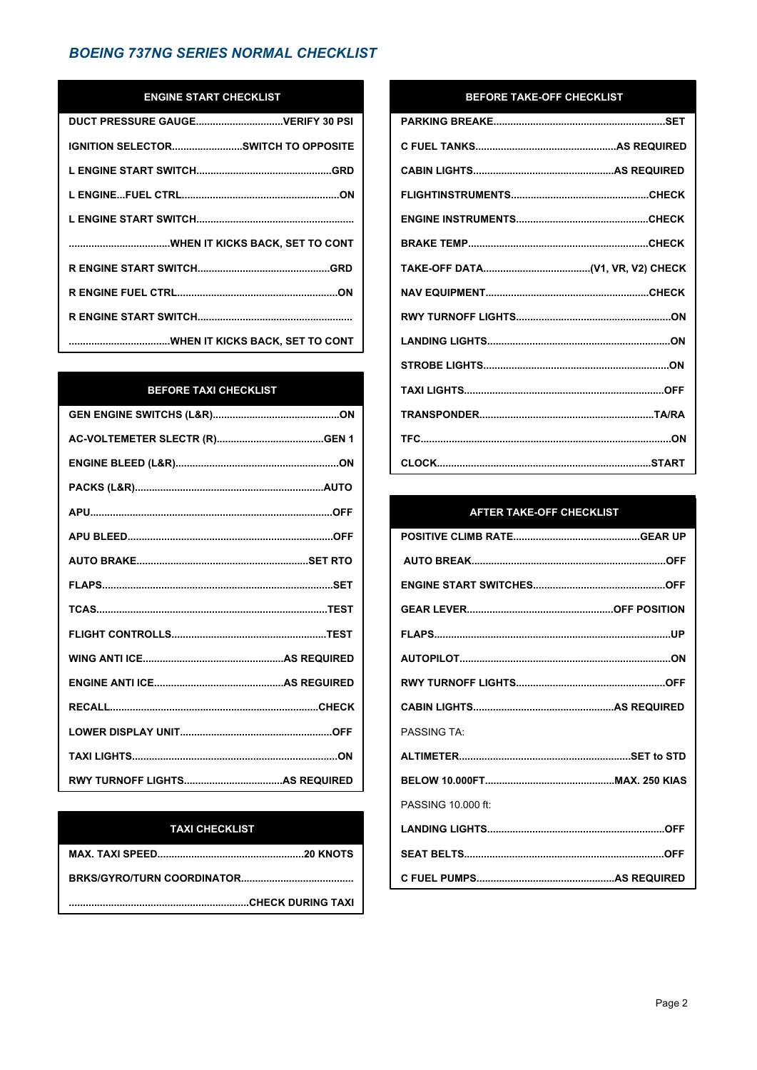# *BOEING 737NG SERIES NORMAL CHECKLIST*

| ENGINE START CHECKLIST |
|---|
| DUCT PRESSURE GAUGE..............................VERIFY 30 PSI |
| IGNITION SELECTOR.........................SWITCH TO OPPOSITE |
| L ENGINE START SWITCH...............................................GRD |
| L ENGINE...FUEL CTRL.......................................................ON |
| L ENGINE START SWITCH...................................................... |
| ....................................WHEN IT KICKS BACK, SET TO CONT |
| R ENGINE START SWITCH..............................................GRD |
| R ENGINE FUEL CTRL........................................................ON |
| R ENGINE START SWITCH...................................................... |
| ....................................WHEN IT KICKS BACK, SET TO CONT |

| BEFORE TAXI CHECKLIST |
|---|
| GEN ENGINE SWITCHS (L&R)............................................ON |
| AC-VOLTEMETER SLECTR (R).....................................GEN 1 |
| ENGINE BLEED (L&R)..........................................................ON |
| PACKS (L&R)..................................................................AUTO |
| APU.....................................................................................OFF |
| APU BLEED........................................................................OFF |
| AUTO BRAKE...........................................................SET RTO |
| FLAPS.................................................................................SET |
| TCAS................................................................................TEST |
| FLIGHT CONTROLLS......................................................TEST |
| WING ANTI ICE.................................................AS REQUIRED |
| ENGINE ANTI ICE.............................................AS REGUIRED |
| RECALL.........................................................................CHECK |
| LOWER DISPLAY UNIT.....................................................OFF |
| TAXI LIGHTS........................................................................ON |
| RWY TURNOFF LIGHTS..................................AS REQUIRED |

| TAXI CHECKLIST |
|---|
| MAX. TAXI SPEED...................................................20 KNOTS |
| BRKS/GYRO/TURN COORDINATOR....................................... |
| ...............................................................CHECK DURING TAXI |

| BEFORE TAKE-OFF CHECKLIST |
|---|
| PARKING BREAKE............................................................SET |
| C FUEL TANKS.................................................AS REQUIRED |
| CABIN LIGHTS.................................................AS REQUIRED |
| FLIGHTINSTRUMENTS................................................CHECK |
| ENGINE INSTRUMENTS..............................................CHECK |
| BRAKE TEMP...............................................................CHECK |
| TAKE-OFF DATA......................................(V1, VR, V2) CHECK |
| NAV EQUIPMENT.........................................................CHECK |
| RWY TURNOFF LIGHTS......................................................ON |
| LANDING LIGHTS...............................................................ON |
| STROBE LIGHTS.................................................................ON |
| TAXI LIGHTS.....................................................................OFF |
| TRANSPONDER.............................................................TA/RA |
| TFC.......................................................................................ON |
| CLOCK..........................................................................START |

| AFTER TAKE-OFF CHECKLIST |
|---|
| POSITIVE CLIMB RATE............................................GEAR UP |
| AUTO BREAK...................................................................OFF |
| ENGINE START SWITCHES..............................................OFF |
| GEAR LEVER..................................................OFF POSITION |
| FLAPS...................................................................................UP |
| AUTOPILOT.........................................................................ON |
| RWY TURNOFF LIGHTS....................................................OFF |
| CABIN LIGHTS.................................................AS REQUIRED |
| PASSING TA: |
| ALTIMETER............................................................SET to STD |
| BELOW 10.000FT.............................................MAX. 250 KIAS |
| PASSING 10.000 ft: |
| LANDING LIGHTS.............................................................OFF |
| SEAT BELTS.....................................................................OFF |
| C FUEL PUMPS................................................AS REQUIRED |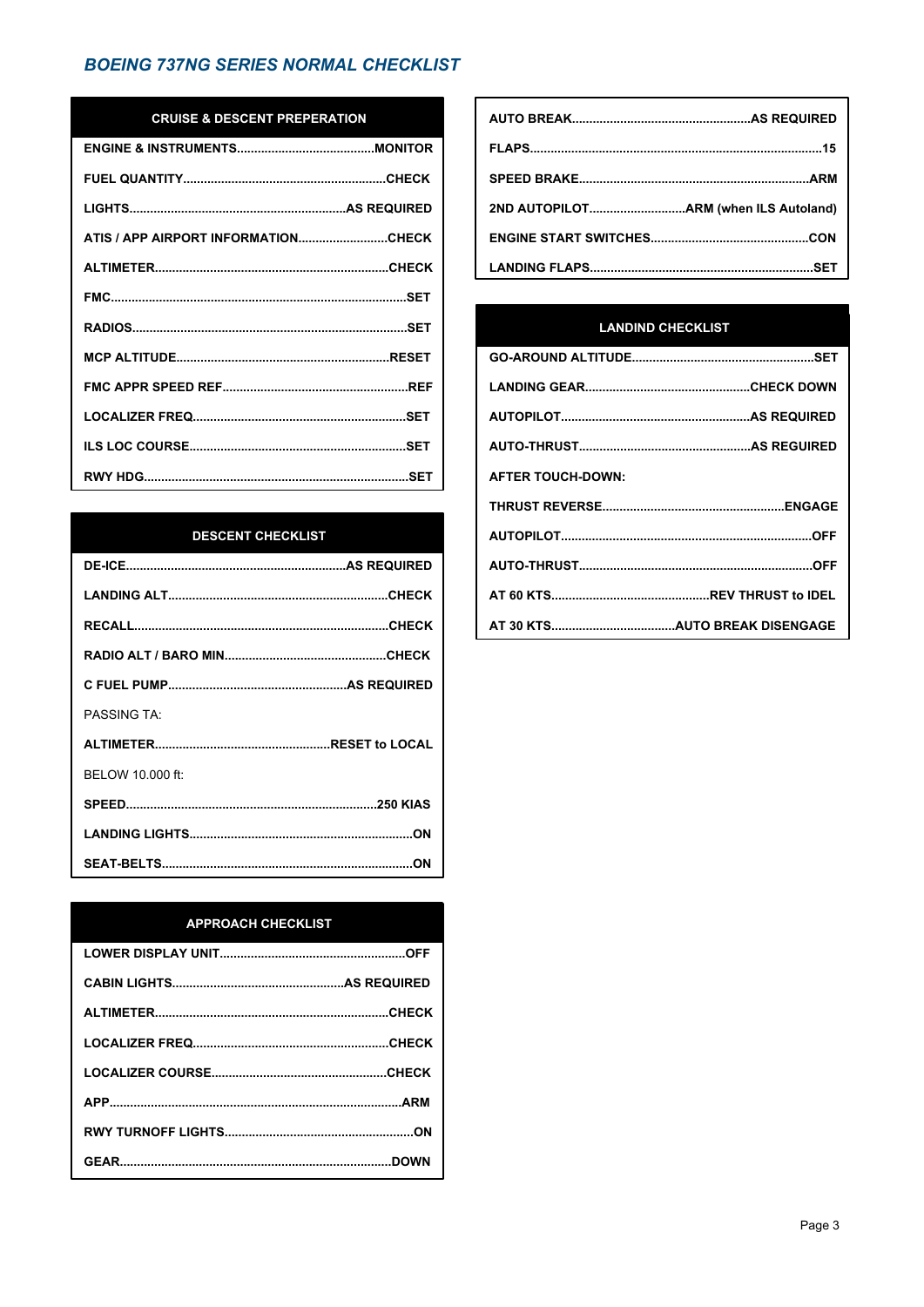## *BOEING 737NG SERIES NORMAL CHECKLIST*

| CRUISE & DESCENT PREPERATION | |
|---|---|
| ENGINE & INSTRUMENTS | MONITOR |
| FUEL QUANTITY | CHECK |
| LIGHTS | AS REQUIRED |
| ATIS / APP AIRPORT INFORMATION | CHECK |
| ALTIMETER | CHECK |
| FMC | SET |
| RADIOS | SET |
| MCP ALTITUDE | RESET |
| FMC APPR SPEED REF | REF |
| LOCALIZER FREQ | SET |
| ILS LOC COURSE | SET |
| RWY HDG | SET |

| DESCENT CHECKLIST | |
|---|---|
| DE-ICE | AS REQUIRED |
| LANDING ALT | CHECK |
| RECALL | CHECK |
| RADIO ALT / BARO MIN | CHECK |
| C FUEL PUMP | AS REQUIRED |
| PASSING TA: | |
| ALTIMETER | RESET to LOCAL |
| BELOW 10.000 ft: | |
| SPEED | 250 KIAS |
| LANDING LIGHTS | ON |
| SEAT-BELTS | ON |

| APPROACH CHECKLIST | |
|---|---|
| LOWER DISPLAY UNIT | OFF |
| CABIN LIGHTS | AS REQUIRED |
| ALTIMETER | CHECK |
| LOCALIZER FREQ | CHECK |
| LOCALIZER COURSE | CHECK |
| APP | ARM |
| RWY TURNOFF LIGHTS | ON |
| GEAR | DOWN |
| AUTO BREAK | AS REQUIRED |
| FLAPS | 15 |
| SPEED BRAKE | ARM |
| 2ND AUTOPILOT | ARM (when ILS Autoland) |
| ENGINE START SWITCHES | CON |
| LANDING FLAPS | SET |

| LANDIND CHECKLIST | |
|---|---|
| GO-AROUND ALTITUDE | SET |
| LANDING GEAR | CHECK DOWN |
| AUTOPILOT | AS REQUIRED |
| AUTO-THRUST | AS REGUIRED |
| AFTER TOUCH-DOWN: | |
| THRUST REVERSE | ENGAGE |
| AUTOPILOT | OFF |
| AUTO-THRUST | OFF |
| AT 60 KTS | REV THRUST to IDEL |
| AT 30 KTS | AUTO BREAK DISENGAGE |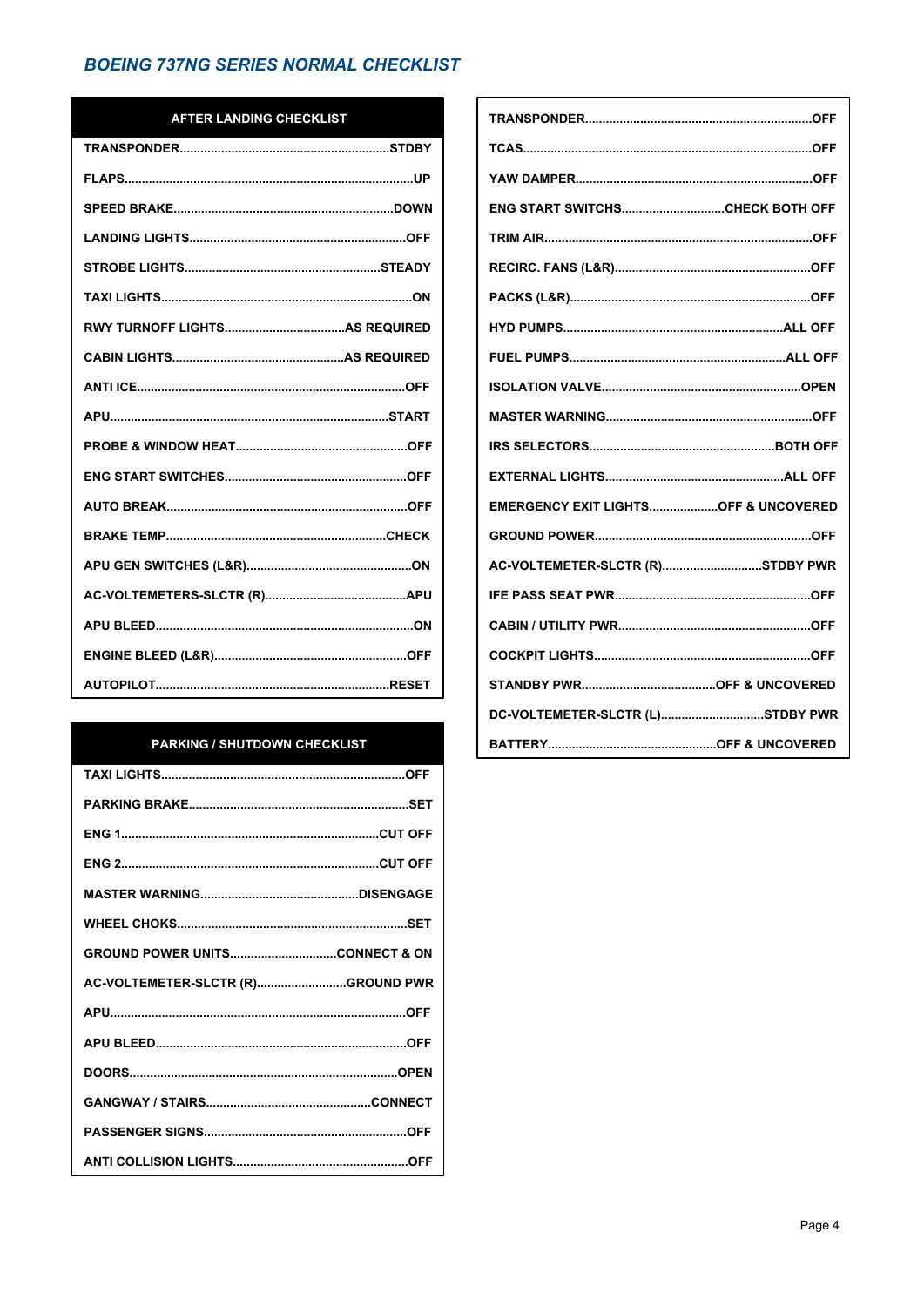## BOEING 737NG SERIES NORMAL CHECKLIST

| AFTER LANDING CHECKLIST | |
|---|---|
| TRANSPONDER | STDBY |
| FLAPS | UP |
| SPEED BRAKE | DOWN |
| LANDING LIGHTS | OFF |
| STROBE LIGHTS | STEADY |
| TAXI LIGHTS | ON |
| RWY TURNOFF LIGHTS | AS REQUIRED |
| CABIN LIGHTS | AS REQUIRED |
| ANTI ICE | OFF |
| APU | START |
| PROBE & WINDOW HEAT | OFF |
| ENG START SWITCHES | OFF |
| AUTO BREAK | OFF |
| BRAKE TEMP | CHECK |
| APU GEN SWITCHES (L&R) | ON |
| AC-VOLTEMETERS-SLCTR (R) | APU |
| APU BLEED | ON |
| ENGINE BLEED (L&R) | OFF |
| AUTOPILOT | RESET |

| PARKING / SHUTDOWN CHECKLIST | |
|---|---|
| TAXI LIGHTS | OFF |
| PARKING BRAKE | SET |
| ENG 1 | CUT OFF |
| ENG 2 | CUT OFF |
| MASTER WARNING | DISENGAGE |
| WHEEL CHOKS | SET |
| GROUND POWER UNITS | CONNECT & ON |
| AC-VOLTEMETER-SLCTR (R) | GROUND PWR |
| APU | OFF |
| APU BLEED | OFF |
| DOORS | OPEN |
| GANGWAY / STAIRS | CONNECT |
| PASSENGER SIGNS | OFF |
| ANTI COLLISION LIGHTS | OFF |
| TRANSPONDER | OFF |
| TCAS | OFF |
| YAW DAMPER | OFF |
| ENG START SWITCHS | CHECK BOTH OFF |
| TRIM AIR | OFF |
| RECIRC. FANS (L&R) | OFF |
| PACKS (L&R) | OFF |
| HYD PUMPS | ALL OFF |
| FUEL PUMPS | ALL OFF |
| ISOLATION VALVE | OPEN |
| MASTER WARNING | OFF |
| IRS SELECTORS | BOTH OFF |
| EXTERNAL LIGHTS | ALL OFF |
| EMERGENCY EXIT LIGHTS | OFF & UNCOVERED |
| GROUND POWER | OFF |
| AC-VOLTEMETER-SLCTR (R) | STDBY PWR |
| IFE PASS SEAT PWR | OFF |
| CABIN / UTILITY PWR | OFF |
| COCKPIT LIGHTS | OFF |
| STANDBY PWR | OFF & UNCOVERED |
| DC-VOLTEMETER-SLCTR (L) | STDBY PWR |
| BATTERY | OFF & UNCOVERED |